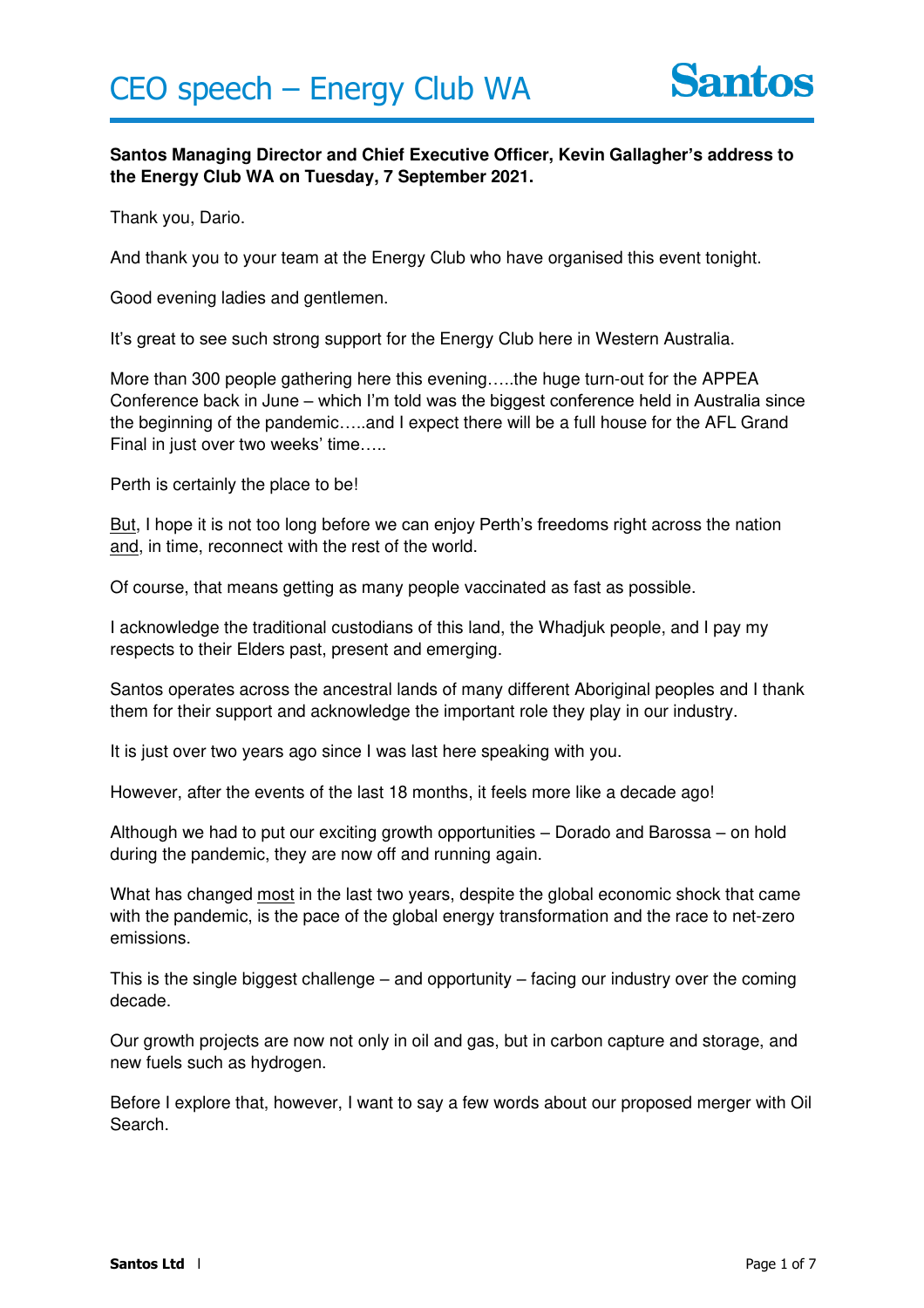# CEO speech – Energy Club WA

**Santos Managing Director and Chief Executive Officer, Kevin Gallagher's address to the Energy Club WA on Tuesday, 7 September 2021.**

Thank you, Dario.

And thank you to your team at the Energy Club who have organised this event tonight.

Good evening ladies and gentlemen.

It's great to see such strong support for the Energy Club here in Western Australia.

More than 300 people gathering here this evening…..the huge turn-out for the APPEA Conference back in June – which I'm told was the biggest conference held in Australia since the beginning of the pandemic…..and I expect there will be a full house for the AFL Grand Final in just over two weeks' time…..

Perth is certainly the place to be!

But, I hope it is not too long before we can enjoy Perth's freedoms right across the nation and, in time, reconnect with the rest of the world.

Of course, that means getting as many people vaccinated as fast as possible.

I acknowledge the traditional custodians of this land, the Whadjuk people, and I pay my respects to their Elders past, present and emerging.

Santos operates across the ancestral lands of many different Aboriginal peoples and I thank them for their support and acknowledge the important role they play in our industry.

It is just over two years ago since I was last here speaking with you.

However, after the events of the last 18 months, it feels more like a decade ago!

Although we had to put our exciting growth opportunities – Dorado and Barossa – on hold during the pandemic, they are now off and running again.

What has changed most in the last two years, despite the global economic shock that came with the pandemic, is the pace of the global energy transformation and the race to net-zero emissions.

This is the single biggest challenge – and opportunity – facing our industry over the coming decade.

Our growth projects are now not only in oil and gas, but in carbon capture and storage, and new fuels such as hydrogen.

Before I explore that, however, I want to say a few words about our proposed merger with Oil Search.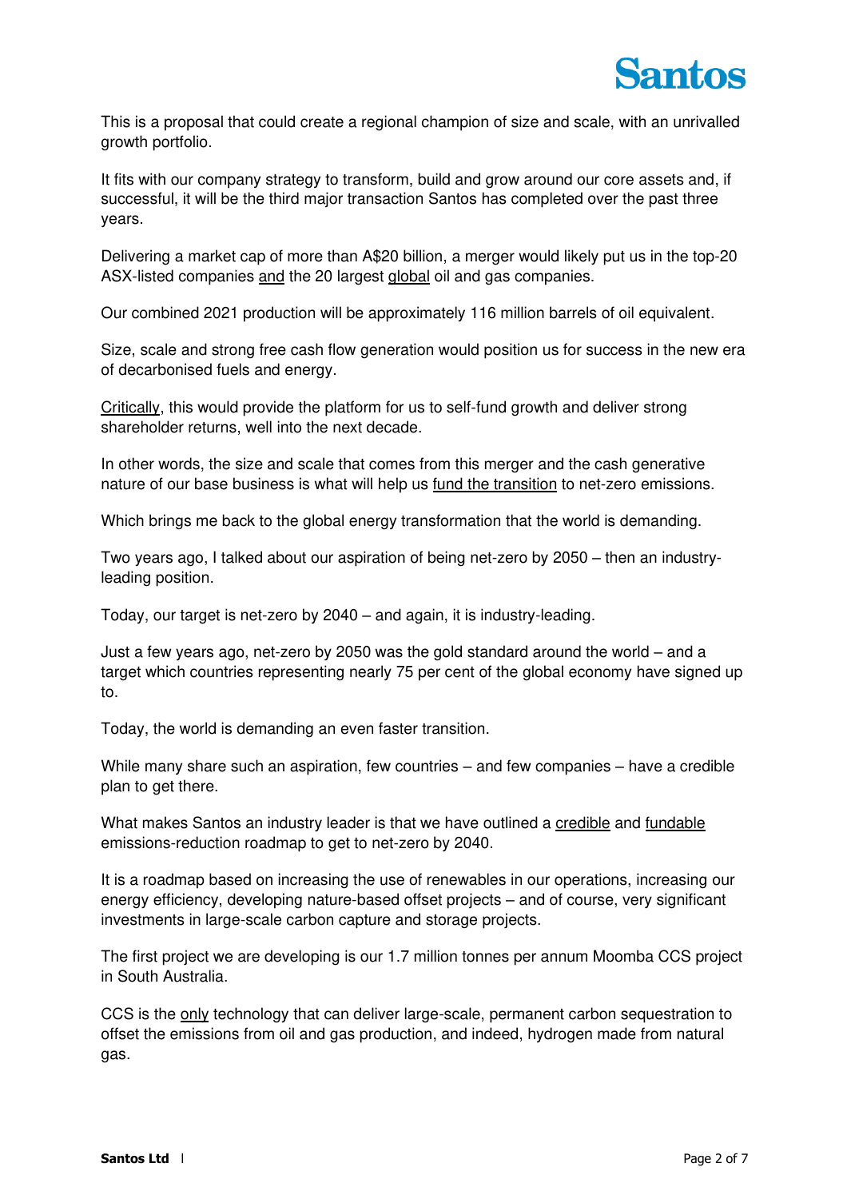This is a proposal that could create a regional champion of size and scale, with an unrivalled growth portfolio.

It fits with our company strategy to transform, build and grow around our core assets and, if successful, it will be the third major transaction Santos has completed over the past three years.

Delivering a market cap of more than A$20 billion, a merger would likely put us in the top-20 ASX-listed companies <u>and</u> the 20 largest <u>global</u> oil and gas companies.

Our combined 2021 production will be approximately 116 million barrels of oil equivalent.

Size, scale and strong free cash flow generation would position us for success in the new era of decarbonised fuels and energy.

<u>Critically</u>, this would provide the platform for us to self-fund growth and deliver strong shareholder returns, well into the next decade.

In other words, the size and scale that comes from this merger and the cash generative nature of our base business is what will help us <u>fund the transition</u> to net-zero emissions.

Which brings me back to the global energy transformation that the world is demanding.

Two years ago, I talked about our aspiration of being net-zero by 2050 – then an industry-leading position.

Today, our target is net-zero by 2040 – and again, it is industry-leading.

Just a few years ago, net-zero by 2050 was the gold standard around the world – and a target which countries representing nearly 75 per cent of the global economy have signed up to.

Today, the world is demanding an even faster transition.

While many share such an aspiration, few countries – and few companies – have a credible plan to get there.

What makes Santos an industry leader is that we have outlined a <u>credible</u> and <u>fundable</u> emissions-reduction roadmap to get to net-zero by 2040.

It is a roadmap based on increasing the use of renewables in our operations, increasing our energy efficiency, developing nature-based offset projects – and of course, very significant investments in large-scale carbon capture and storage projects.

The first project we are developing is our 1.7 million tonnes per annum Moomba CCS project in South Australia.

CCS is the <u>only</u> technology that can deliver large-scale, permanent carbon sequestration to offset the emissions from oil and gas production, and indeed, hydrogen made from natural gas.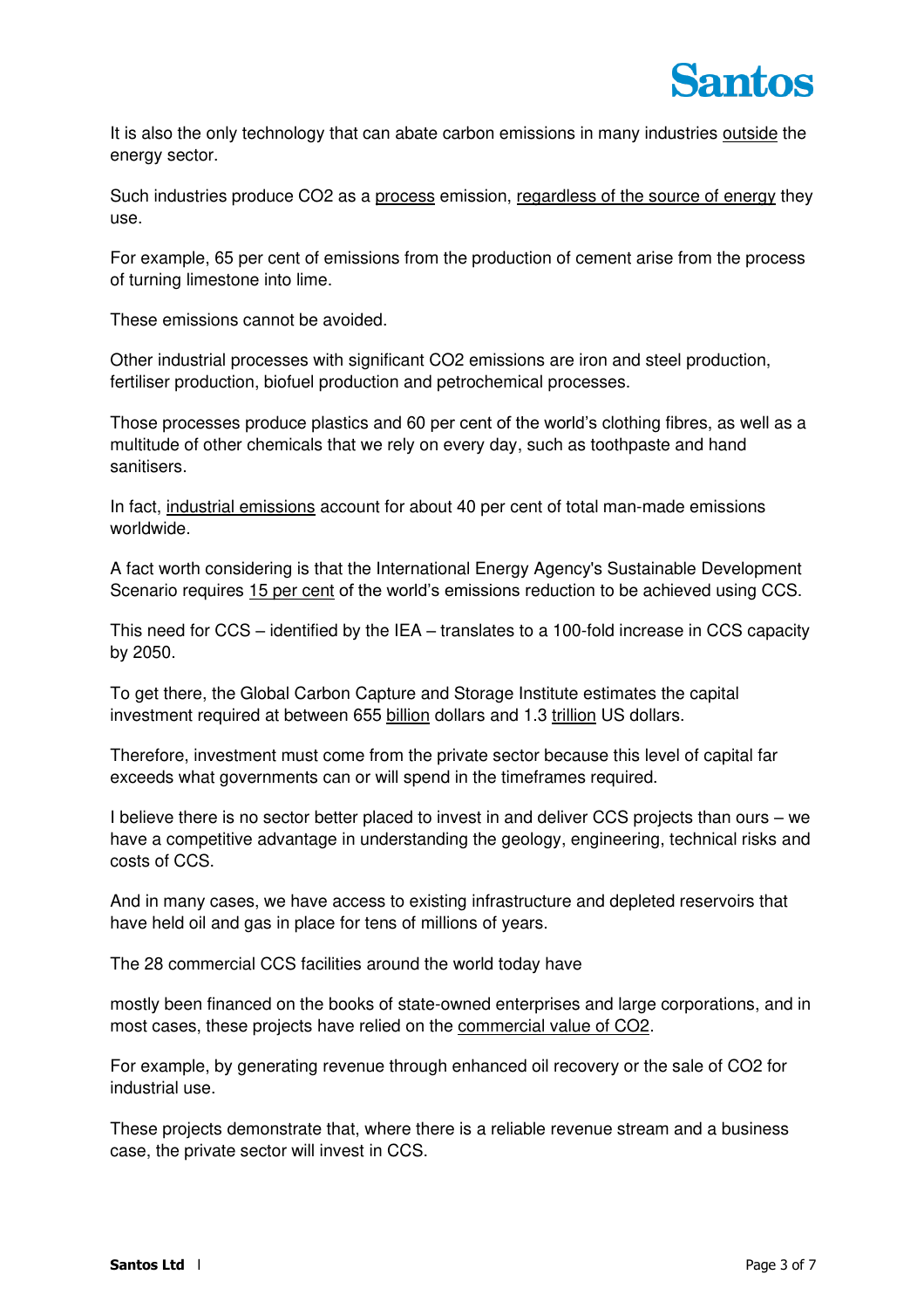It is also the only technology that can abate carbon emissions in many industries <u>outside</u> the energy sector.

Such industries produce $CO_2$ as a <u>process</u> emission, <u>regardless of the source of energy</u> they use.

For example, 65 per cent of emissions from the production of cement arise from the process of turning limestone into lime.

These emissions cannot be avoided.

Other industrial processes with significant $CO_2$ emissions are iron and steel production, fertiliser production, biofuel production and petrochemical processes.

Those processes produce plastics and 60 per cent of the world's clothing fibres, as well as a multitude of other chemicals that we rely on every day, such as toothpaste and hand sanitisers.

In fact, <u>industrial emissions</u> account for about 40 per cent of total man-made emissions worldwide.

A fact worth considering is that the International Energy Agency's Sustainable Development Scenario requires <u>15 per cent</u> of the world's emissions reduction to be achieved using CCS.

This need for CCS – identified by the IEA – translates to a 100-fold increase in CCS capacity by 2050.

To get there, the Global Carbon Capture and Storage Institute estimates the capital investment required at between 655 <u>billion</u> dollars and 1.3 <u>trillion</u> US dollars.

Therefore, investment must come from the private sector because this level of capital far exceeds what governments can or will spend in the timeframes required.

I believe there is no sector better placed to invest in and deliver CCS projects than ours – we have a competitive advantage in understanding the geology, engineering, technical risks and costs of CCS.

And in many cases, we have access to existing infrastructure and depleted reservoirs that have held oil and gas in place for tens of millions of years.

The 28 commercial CCS facilities around the world today have

mostly been financed on the books of state-owned enterprises and large corporations, and in most cases, these projects have relied on the <u>commercial value of $CO_2$</u>.

For example, by generating revenue through enhanced oil recovery or the sale of $CO_2$ for industrial use.

These projects demonstrate that, where there is a reliable revenue stream and a business case, the private sector will invest in CCS.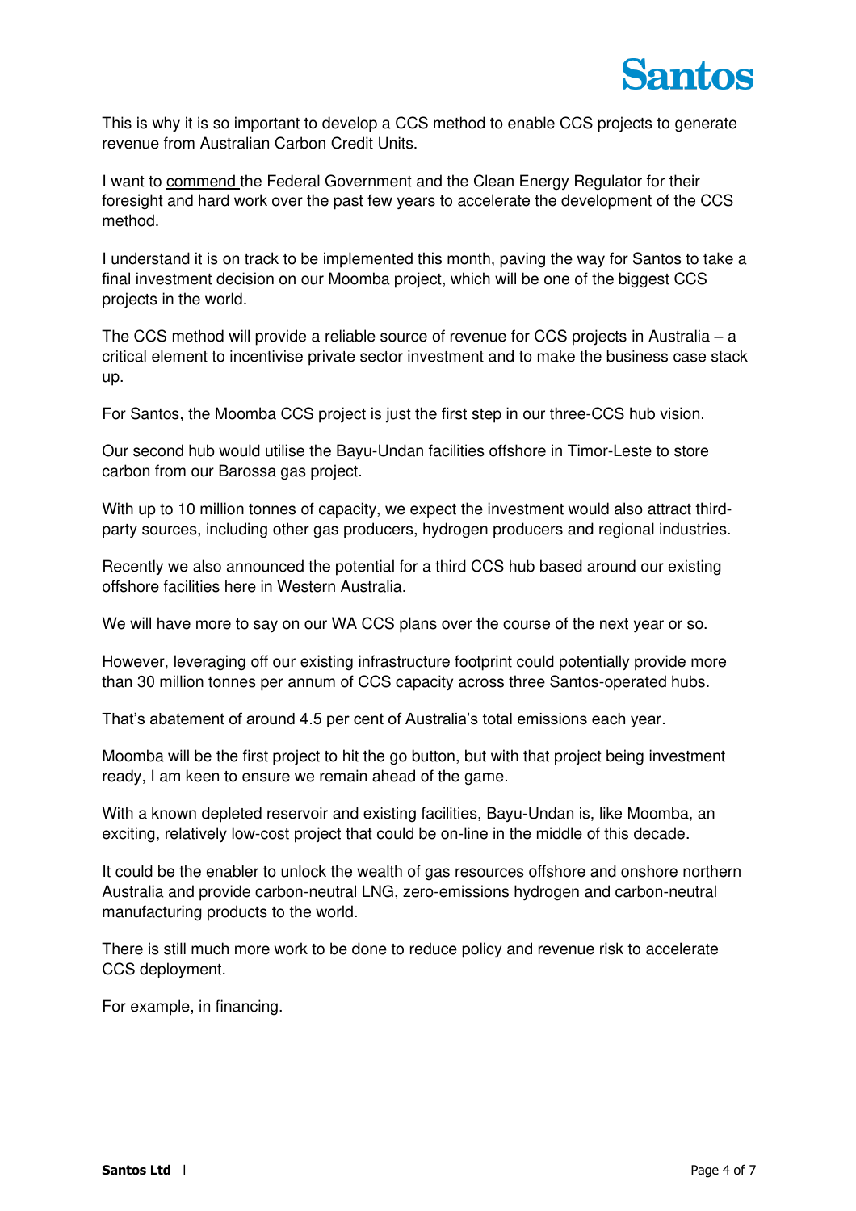This is why it is so important to develop a CCS method to enable CCS projects to generate revenue from Australian Carbon Credit Units.

I want to commend the Federal Government and the Clean Energy Regulator for their foresight and hard work over the past few years to accelerate the development of the CCS method.

I understand it is on track to be implemented this month, paving the way for Santos to take a final investment decision on our Moomba project, which will be one of the biggest CCS projects in the world.

The CCS method will provide a reliable source of revenue for CCS projects in Australia – a critical element to incentivise private sector investment and to make the business case stack up.

For Santos, the Moomba CCS project is just the first step in our three-CCS hub vision.

Our second hub would utilise the Bayu-Undan facilities offshore in Timor-Leste to store carbon from our Barossa gas project.

With up to 10 million tonnes of capacity, we expect the investment would also attract third-party sources, including other gas producers, hydrogen producers and regional industries.

Recently we also announced the potential for a third CCS hub based around our existing offshore facilities here in Western Australia.

We will have more to say on our WA CCS plans over the course of the next year or so.

However, leveraging off our existing infrastructure footprint could potentially provide more than 30 million tonnes per annum of CCS capacity across three Santos-operated hubs.

That's abatement of around 4.5 per cent of Australia's total emissions each year.

Moomba will be the first project to hit the go button, but with that project being investment ready, I am keen to ensure we remain ahead of the game.

With a known depleted reservoir and existing facilities, Bayu-Undan is, like Moomba, an exciting, relatively low-cost project that could be on-line in the middle of this decade.

It could be the enabler to unlock the wealth of gas resources offshore and onshore northern Australia and provide carbon-neutral LNG, zero-emissions hydrogen and carbon-neutral manufacturing products to the world.

There is still much more work to be done to reduce policy and revenue risk to accelerate CCS deployment.

For example, in financing.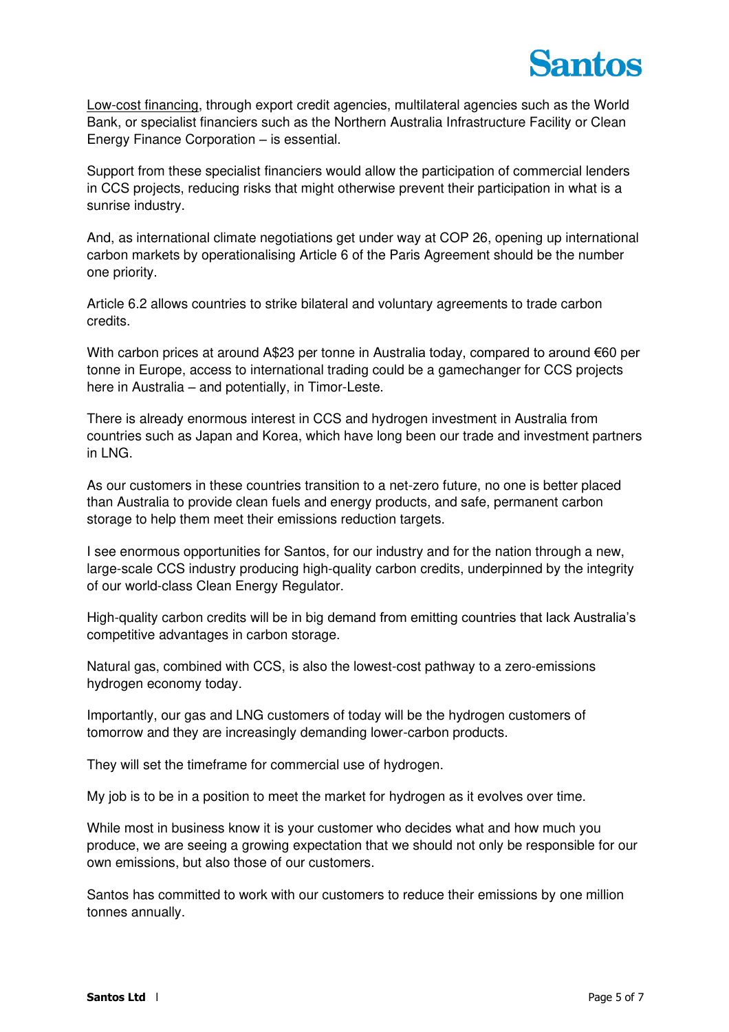Low-cost financing, through export credit agencies, multilateral agencies such as the World Bank, or specialist financiers such as the Northern Australia Infrastructure Facility or Clean Energy Finance Corporation – is essential.

Support from these specialist financiers would allow the participation of commercial lenders in CCS projects, reducing risks that might otherwise prevent their participation in what is a sunrise industry.

And, as international climate negotiations get under way at COP 26, opening up international carbon markets by operationalising Article 6 of the Paris Agreement should be the number one priority.

Article 6.2 allows countries to strike bilateral and voluntary agreements to trade carbon credits.

With carbon prices at around A$23 per tonne in Australia today, compared to around €60 per tonne in Europe, access to international trading could be a gamechanger for CCS projects here in Australia – and potentially, in Timor-Leste.

There is already enormous interest in CCS and hydrogen investment in Australia from countries such as Japan and Korea, which have long been our trade and investment partners in LNG.

As our customers in these countries transition to a net-zero future, no one is better placed than Australia to provide clean fuels and energy products, and safe, permanent carbon storage to help them meet their emissions reduction targets.

I see enormous opportunities for Santos, for our industry and for the nation through a new, large-scale CCS industry producing high-quality carbon credits, underpinned by the integrity of our world-class Clean Energy Regulator.

High-quality carbon credits will be in big demand from emitting countries that lack Australia's competitive advantages in carbon storage.

Natural gas, combined with CCS, is also the lowest-cost pathway to a zero-emissions hydrogen economy today.

Importantly, our gas and LNG customers of today will be the hydrogen customers of tomorrow and they are increasingly demanding lower-carbon products.

They will set the timeframe for commercial use of hydrogen.

My job is to be in a position to meet the market for hydrogen as it evolves over time.

While most in business know it is your customer who decides what and how much you produce, we are seeing a growing expectation that we should not only be responsible for our own emissions, but also those of our customers.

Santos has committed to work with our customers to reduce their emissions by one million tonnes annually.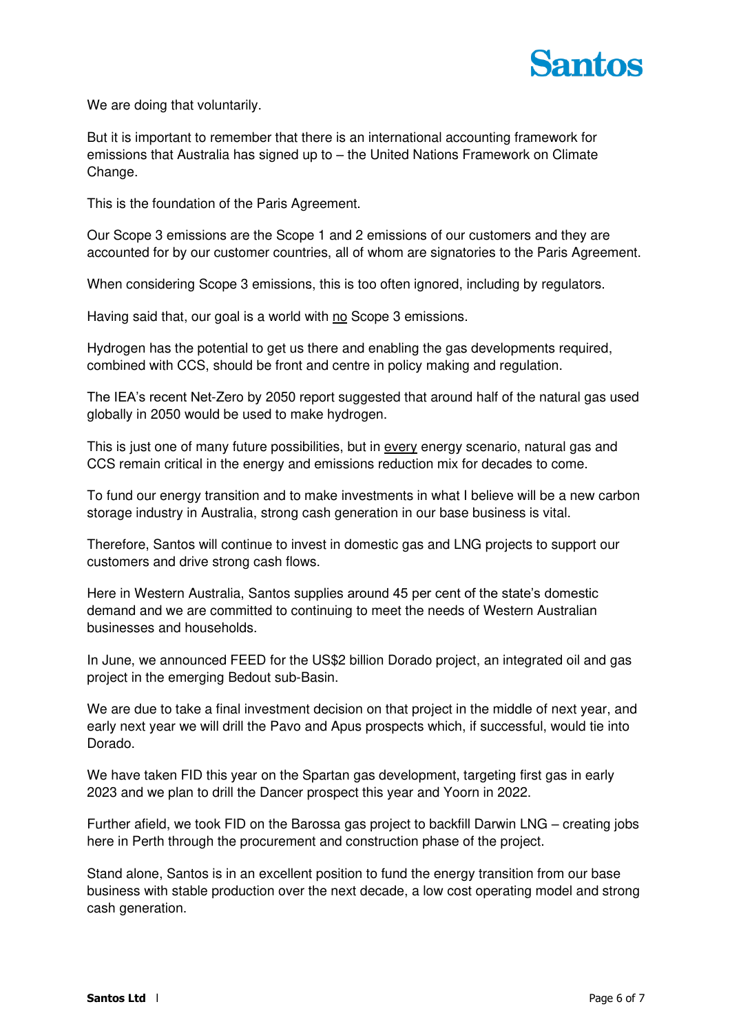We are doing that voluntarily.

But it is important to remember that there is an international accounting framework for emissions that Australia has signed up to – the United Nations Framework on Climate Change.

This is the foundation of the Paris Agreement.

Our Scope 3 emissions are the Scope 1 and 2 emissions of our customers and they are accounted for by our customer countries, all of whom are signatories to the Paris Agreement.

When considering Scope 3 emissions, this is too often ignored, including by regulators.

Having said that, our goal is a world with <u>no</u> Scope 3 emissions.

Hydrogen has the potential to get us there and enabling the gas developments required, combined with CCS, should be front and centre in policy making and regulation.

The IEA's recent Net-Zero by 2050 report suggested that around half of the natural gas used globally in 2050 would be used to make hydrogen.

This is just one of many future possibilities, but in <u>every</u> energy scenario, natural gas and CCS remain critical in the energy and emissions reduction mix for decades to come.

To fund our energy transition and to make investments in what I believe will be a new carbon storage industry in Australia, strong cash generation in our base business is vital.

Therefore, Santos will continue to invest in domestic gas and LNG projects to support our customers and drive strong cash flows.

Here in Western Australia, Santos supplies around 45 per cent of the state's domestic demand and we are committed to continuing to meet the needs of Western Australian businesses and households.

In June, we announced FEED for the US$2 billion Dorado project, an integrated oil and gas project in the emerging Bedout sub-Basin.

We are due to take a final investment decision on that project in the middle of next year, and early next year we will drill the Pavo and Apus prospects which, if successful, would tie into Dorado.

We have taken FID this year on the Spartan gas development, targeting first gas in early 2023 and we plan to drill the Dancer prospect this year and Yoorn in 2022.

Further afield, we took FID on the Barossa gas project to backfill Darwin LNG – creating jobs here in Perth through the procurement and construction phase of the project.

Stand alone, Santos is in an excellent position to fund the energy transition from our base business with stable production over the next decade, a low cost operating model and strong cash generation.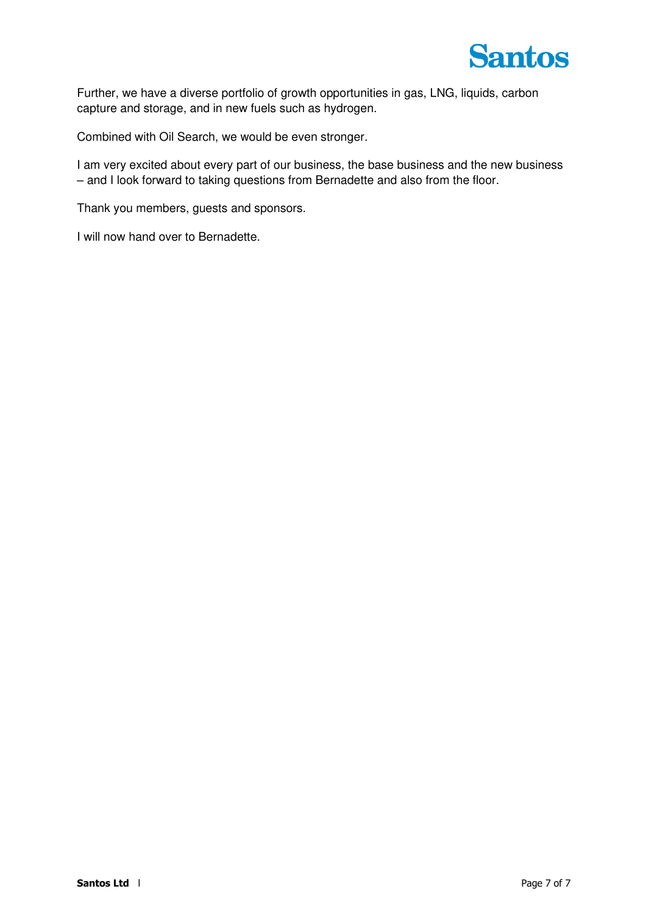Further, we have a diverse portfolio of growth opportunities in gas, LNG, liquids, carbon capture and storage, and in new fuels such as hydrogen.

Combined with Oil Search, we would be even stronger.

I am very excited about every part of our business, the base business and the new business – and I look forward to taking questions from Bernadette and also from the floor.

Thank you members, guests and sponsors.

I will now hand over to Bernadette.